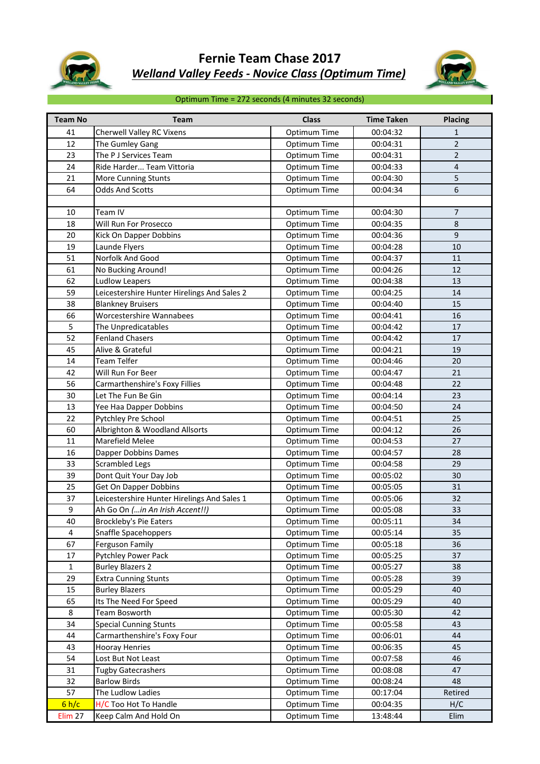# Fernie Team Chase 2017

## *Welland Valley Feeds - Novice Class (Optimum Time)*

Optimum Time = 272 seconds (4 minutes 32 seconds)

| Team No | Team | Class | Time Taken | Placing |
|---|---|---|---|---|
| 41 | Cherwell Valley RC Vixens | Optimum Time | 00:04:32 | 1 |
| 12 | The Gumley Gang | Optimum Time | 00:04:31 | 2 |
| 23 | The P J Services Team | Optimum Time | 00:04:31 | 2 |
| 24 | Ride Harder... Team Vittoria | Optimum Time | 00:04:33 | 4 |
| 21 | More Cunning Stunts | Optimum Time | 00:04:30 | 5 |
| 64 | Odds And Scotts | Optimum Time | 00:04:34 | 6 |
| | | | | |
| 10 | Team IV | Optimum Time | 00:04:30 | 7 |
| 18 | Will Run For Prosecco | Optimum Time | 00:04:35 | 8 |
| 20 | Kick On Dapper Dobbins | Optimum Time | 00:04:36 | 9 |
| 19 | Launde Flyers | Optimum Time | 00:04:28 | 10 |
| 51 | Norfolk And Good | Optimum Time | 00:04:37 | 11 |
| 61 | No Bucking Around! | Optimum Time | 00:04:26 | 12 |
| 62 | Ludlow Leapers | Optimum Time | 00:04:38 | 13 |
| 59 | Leicestershire Hunter Hirelings And Sales 2 | Optimum Time | 00:04:25 | 14 |
| 38 | Blankney Bruisers | Optimum Time | 00:04:40 | 15 |
| 66 | Worcestershire Wannabees | Optimum Time | 00:04:41 | 16 |
| 5 | The Unpredicatables | Optimum Time | 00:04:42 | 17 |
| 52 | Fenland Chasers | Optimum Time | 00:04:42 | 17 |
| 45 | Alive & Grateful | Optimum Time | 00:04:21 | 19 |
| 14 | Team Telfer | Optimum Time | 00:04:46 | 20 |
| 42 | Will Run For Beer | Optimum Time | 00:04:47 | 21 |
| 56 | Carmarthenshire's Foxy Fillies | Optimum Time | 00:04:48 | 22 |
| 30 | Let The Fun Be Gin | Optimum Time | 00:04:14 | 23 |
| 13 | Yee Haa Dapper Dobbins | Optimum Time | 00:04:50 | 24 |
| 22 | Pytchley Pre School | Optimum Time | 00:04:51 | 25 |
| 60 | Albrighton & Woodland Allsorts | Optimum Time | 00:04:12 | 26 |
| 11 | Marefield Melee | Optimum Time | 00:04:53 | 27 |
| 16 | Dapper Dobbins Dames | Optimum Time | 00:04:57 | 28 |
| 33 | Scrambled Legs | Optimum Time | 00:04:58 | 29 |
| 39 | Dont Quit Your Day Job | Optimum Time | 00:05:02 | 30 |
| 25 | Get On Dapper Dobbins | Optimum Time | 00:05:05 | 31 |
| 37 | Leicestershire Hunter Hirelings And Sales 1 | Optimum Time | 00:05:06 | 32 |
| 9 | Ah Go On *(...in An Irish Accent!!)* | Optimum Time | 00:05:08 | 33 |
| 40 | Brockleby's Pie Eaters | Optimum Time | 00:05:11 | 34 |
| 4 | Snaffle Spacehoppers | Optimum Time | 00:05:14 | 35 |
| 67 | Ferguson Family | Optimum Time | 00:05:18 | 36 |
| 17 | Pytchley Power Pack | Optimum Time | 00:05:25 | 37 |
| 1 | Burley Blazers 2 | Optimum Time | 00:05:27 | 38 |
| 29 | Extra Cunning Stunts | Optimum Time | 00:05:28 | 39 |
| 15 | Burley Blazers | Optimum Time | 00:05:29 | 40 |
| 65 | Its The Need For Speed | Optimum Time | 00:05:29 | 40 |
| 8 | Team Bosworth | Optimum Time | 00:05:30 | 42 |
| 34 | Special Cunning Stunts | Optimum Time | 00:05:58 | 43 |
| 44 | Carmarthenshire's Foxy Four | Optimum Time | 00:06:01 | 44 |
| 43 | Hooray Henries | Optimum Time | 00:06:35 | 45 |
| 54 | Lost But Not Least | Optimum Time | 00:07:58 | 46 |
| 31 | Tugby Gatecrashers | Optimum Time | 00:08:08 | 47 |
| 32 | Barlow Birds | Optimum Time | 00:08:24 | 48 |
| 57 | The Ludlow Ladies | Optimum Time | 00:17:04 | Retired |
| 6 h/c | H/C Too Hot To Handle | Optimum Time | 00:04:35 | H/C |
| Elim 27 | Keep Calm And Hold On | Optimum Time | 13:48:44 | Elim |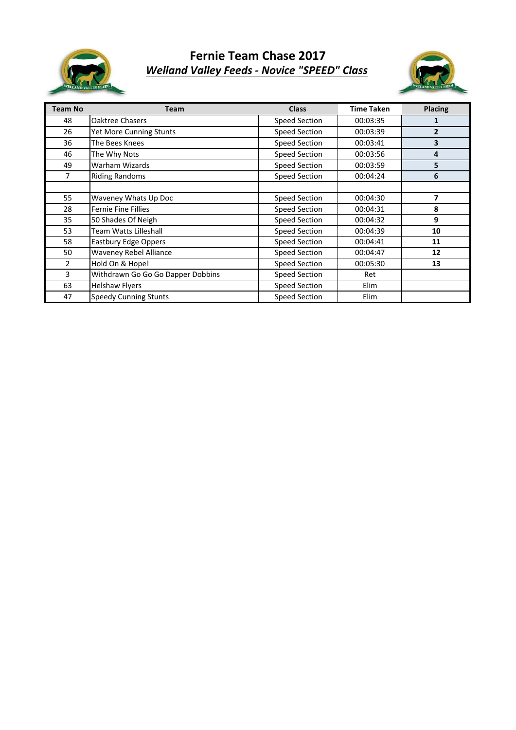# Fernie Team Chase 2017

## *Welland Valley Feeds - Novice "SPEED" Class*

| Team No | Team | Class | Time Taken | Placing |
|---|---|---|---|---|
| 48 | Oaktree Chasers | Speed Section | 00:03:35 | **1** |
| 26 | Yet More Cunning Stunts | Speed Section | 00:03:39 | **2** |
| 36 | The Bees Knees | Speed Section | 00:03:41 | **3** |
| 46 | The Why Nots | Speed Section | 00:03:56 | **4** |
| 49 | Warham Wizards | Speed Section | 00:03:59 | **5** |
| 7 | Riding Randoms | Speed Section | 00:04:24 | **6** |
| | | | | |
| 55 | Waveney Whats Up Doc | Speed Section | 00:04:30 | **7** |
| 28 | Fernie Fine Fillies | Speed Section | 00:04:31 | **8** |
| 35 | 50 Shades Of Neigh | Speed Section | 00:04:32 | **9** |
| 53 | Team Watts Lilleshall | Speed Section | 00:04:39 | **10** |
| 58 | Eastbury Edge Oppers | Speed Section | 00:04:41 | **11** |
| 50 | Waveney Rebel Alliance | Speed Section | 00:04:47 | **12** |
| 2 | Hold On & Hope! | Speed Section | 00:05:30 | **13** |
| 3 | Withdrawn Go Go Go Dapper Dobbins | Speed Section | Ret | |
| 63 | Helshaw Flyers | Speed Section | Elim | |
| 47 | Speedy Cunning Stunts | Speed Section | Elim | |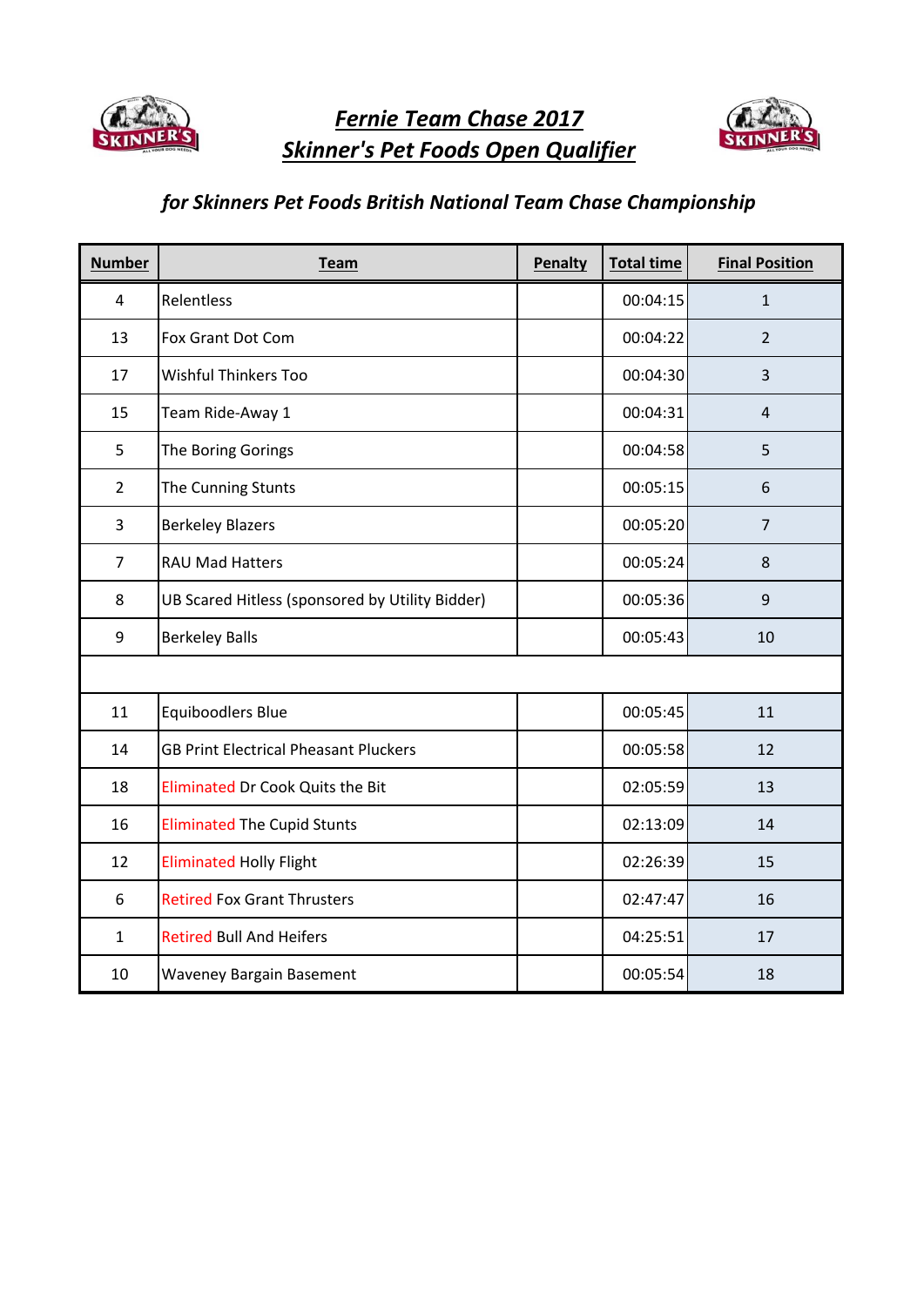# *Fernie Team Chase 2017*
# *Skinner's Pet Foods Open Qualifier*

## *for Skinners Pet Foods British National Team Chase Championship*

| Number | Team | Penalty | Total time | Final Position |
|---|---|---|---|---|
| 4 | Relentless | | 00:04:15 | 1 |
| 13 | Fox Grant Dot Com | | 00:04:22 | 2 |
| 17 | Wishful Thinkers Too | | 00:04:30 | 3 |
| 15 | Team Ride-Away 1 | | 00:04:31 | 4 |
| 5 | The Boring Gorings | | 00:04:58 | 5 |
| 2 | The Cunning Stunts | | 00:05:15 | 6 |
| 3 | Berkeley Blazers | | 00:05:20 | 7 |
| 7 | RAU Mad Hatters | | 00:05:24 | 8 |
| 8 | UB Scared Hitless (sponsored by Utility Bidder) | | 00:05:36 | 9 |
| 9 | Berkeley Balls | | 00:05:43 | 10 |
| | | | | |
| 11 | Equiboodlers Blue | | 00:05:45 | 11 |
| 14 | GB Print Electrical Pheasant Pluckers | | 00:05:58 | 12 |
| 18 | Eliminated Dr Cook Quits the Bit | | 02:05:59 | 13 |
| 16 | Eliminated The Cupid Stunts | | 02:13:09 | 14 |
| 12 | Eliminated Holly Flight | | 02:26:39 | 15 |
| 6 | Retired Fox Grant Thrusters | | 02:47:47 | 16 |
| 1 | Retired Bull And Heifers | | 04:25:51 | 17 |
| 10 | Waveney Bargain Basement | | 00:05:54 | 18 |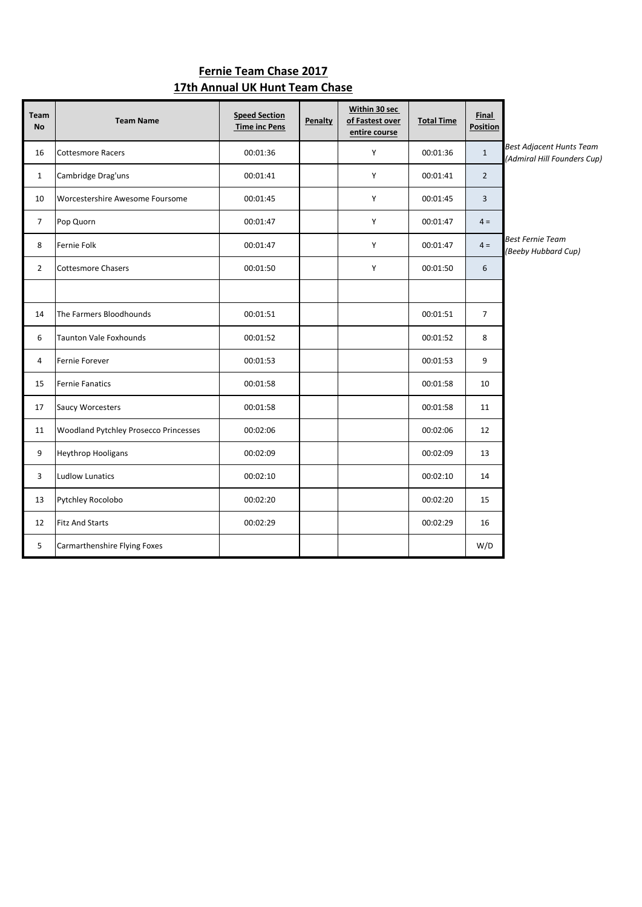**Fernie Team Chase 2017**
**17th Annual UK Hunt Team Chase**

| Team No | Team Name | Speed Section Time inc Pens | Penalty | Within 30 sec of Fastest over entire course | Total Time | Final Position | |
|---|---|---|---|---|---|---|---|
| 16 | Cottesmore Racers | 00:01:36 | | Y | 00:01:36 | 1 | *Best Adjacent Hunts Team (Admiral Hill Founders Cup)* |
| 1 | Cambridge Drag'uns | 00:01:41 | | Y | 00:01:41 | 2 | |
| 10 | Worcestershire Awesome Foursome | 00:01:45 | | Y | 00:01:45 | 3 | |
| 7 | Pop Quorn | 00:01:47 | | Y | 00:01:47 | 4 = | |
| 8 | Fernie Folk | 00:01:47 | | Y | 00:01:47 | 4 = | *Best Fernie Team (Beeby Hubbard Cup)* |
| 2 | Cottesmore Chasers | 00:01:50 | | Y | 00:01:50 | 6 | |
| | | | | | | | |
| 14 | The Farmers Bloodhounds | 00:01:51 | | | 00:01:51 | 7 | |
| 6 | Taunton Vale Foxhounds | 00:01:52 | | | 00:01:52 | 8 | |
| 4 | Fernie Forever | 00:01:53 | | | 00:01:53 | 9 | |
| 15 | Fernie Fanatics | 00:01:58 | | | 00:01:58 | 10 | |
| 17 | Saucy Worcesters | 00:01:58 | | | 00:01:58 | 11 | |
| 11 | Woodland Pytchley Prosecco Princesses | 00:02:06 | | | 00:02:06 | 12 | |
| 9 | Heythrop Hooligans | 00:02:09 | | | 00:02:09 | 13 | |
| 3 | Ludlow Lunatics | 00:02:10 | | | 00:02:10 | 14 | |
| 13 | Pytchley Rocolobo | 00:02:20 | | | 00:02:20 | 15 | |
| 12 | Fitz And Starts | 00:02:29 | | | 00:02:29 | 16 | |
| 5 | Carmarthenshire Flying Foxes | | | | | W/D | |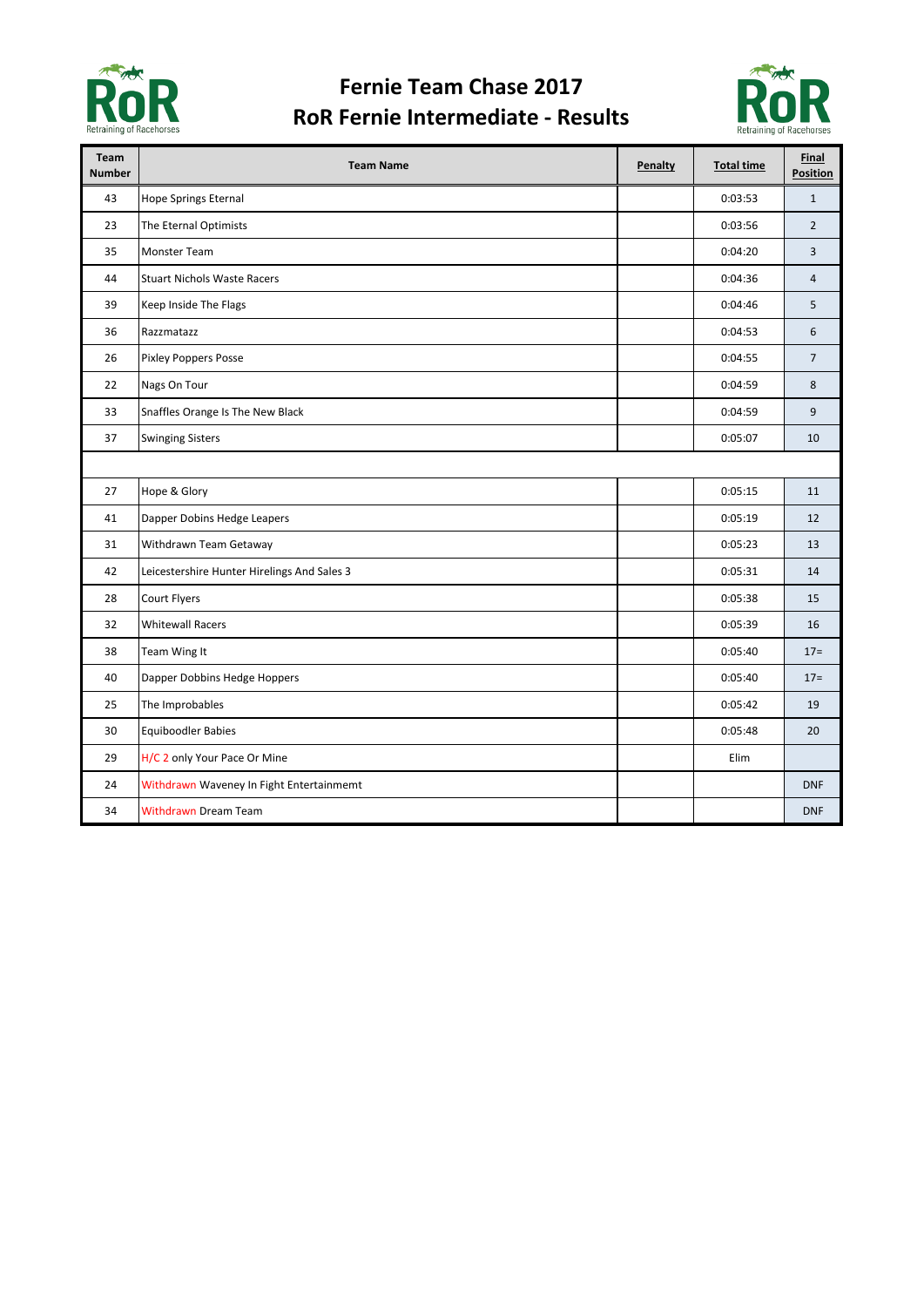# Fernie Team Chase 2017

# RoR Fernie Intermediate - Results

| Team Number | Team Name | Penalty | Total time | Final Position |
|---|---|---|---|---|
| 43 | Hope Springs Eternal | | 0:03:53 | 1 |
| 23 | The Eternal Optimists | | 0:03:56 | 2 |
| 35 | Monster Team | | 0:04:20 | 3 |
| 44 | Stuart Nichols Waste Racers | | 0:04:36 | 4 |
| 39 | Keep Inside The Flags | | 0:04:46 | 5 |
| 36 | Razzmatazz | | 0:04:53 | 6 |
| 26 | Pixley Poppers Posse | | 0:04:55 | 7 |
| 22 | Nags On Tour | | 0:04:59 | 8 |
| 33 | Snaffles Orange Is The New Black | | 0:04:59 | 9 |
| 37 | Swinging Sisters | | 0:05:07 | 10 |
| | | | | |
| 27 | Hope & Glory | | 0:05:15 | 11 |
| 41 | Dapper Dobins Hedge Leapers | | 0:05:19 | 12 |
| 31 | Withdrawn Team Getaway | | 0:05:23 | 13 |
| 42 | Leicestershire Hunter Hirelings And Sales 3 | | 0:05:31 | 14 |
| 28 | Court Flyers | | 0:05:38 | 15 |
| 32 | Whitewall Racers | | 0:05:39 | 16 |
| 38 | Team Wing It | | 0:05:40 | 17= |
| 40 | Dapper Dobbins Hedge Hoppers | | 0:05:40 | 17= |
| 25 | The Improbables | | 0:05:42 | 19 |
| 30 | Equiboodler Babies | | 0:05:48 | 20 |
| 29 | H/C 2 only Your Pace Or Mine | | Elim | |
| 24 | Withdrawn Waveney In Fight Entertainmemt | | | DNF |
| 34 | Withdrawn Dream Team | | | DNF |